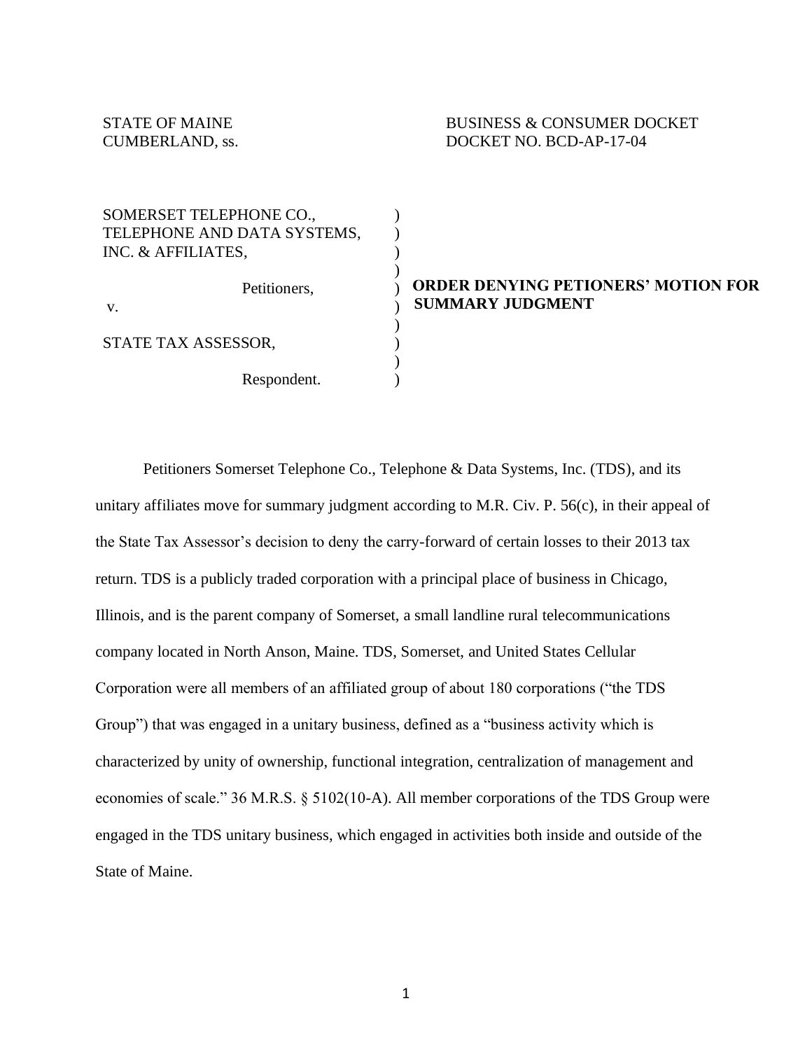STATE OF MAINE
CUMBERLAND, ss.

BUSINESS & CONSUMER DOCKET
DOCKET NO. BCD-AP-17-04

SOMERSET TELEPHONE CO.,
TELEPHONE AND DATA SYSTEMS,
INC. & AFFILIATES,

Petitioners,

v.

STATE TAX ASSESSOR,

Respondent.

**ORDER DENYING PETIONERS' MOTION FOR SUMMARY JUDGMENT**

Petitioners Somerset Telephone Co., Telephone & Data Systems, Inc. (TDS), and its unitary affiliates move for summary judgment according to M.R. Civ. P. 56(c), in their appeal of the State Tax Assessor's decision to deny the carry-forward of certain losses to their 2013 tax return. TDS is a publicly traded corporation with a principal place of business in Chicago, Illinois, and is the parent company of Somerset, a small landline rural telecommunications company located in North Anson, Maine. TDS, Somerset, and United States Cellular Corporation were all members of an affiliated group of about 180 corporations ("the TDS Group") that was engaged in a unitary business, defined as a "business activity which is characterized by unity of ownership, functional integration, centralization of management and economies of scale." 36 M.R.S. § 5102(10-A). All member corporations of the TDS Group were engaged in the TDS unitary business, which engaged in activities both inside and outside of the State of Maine.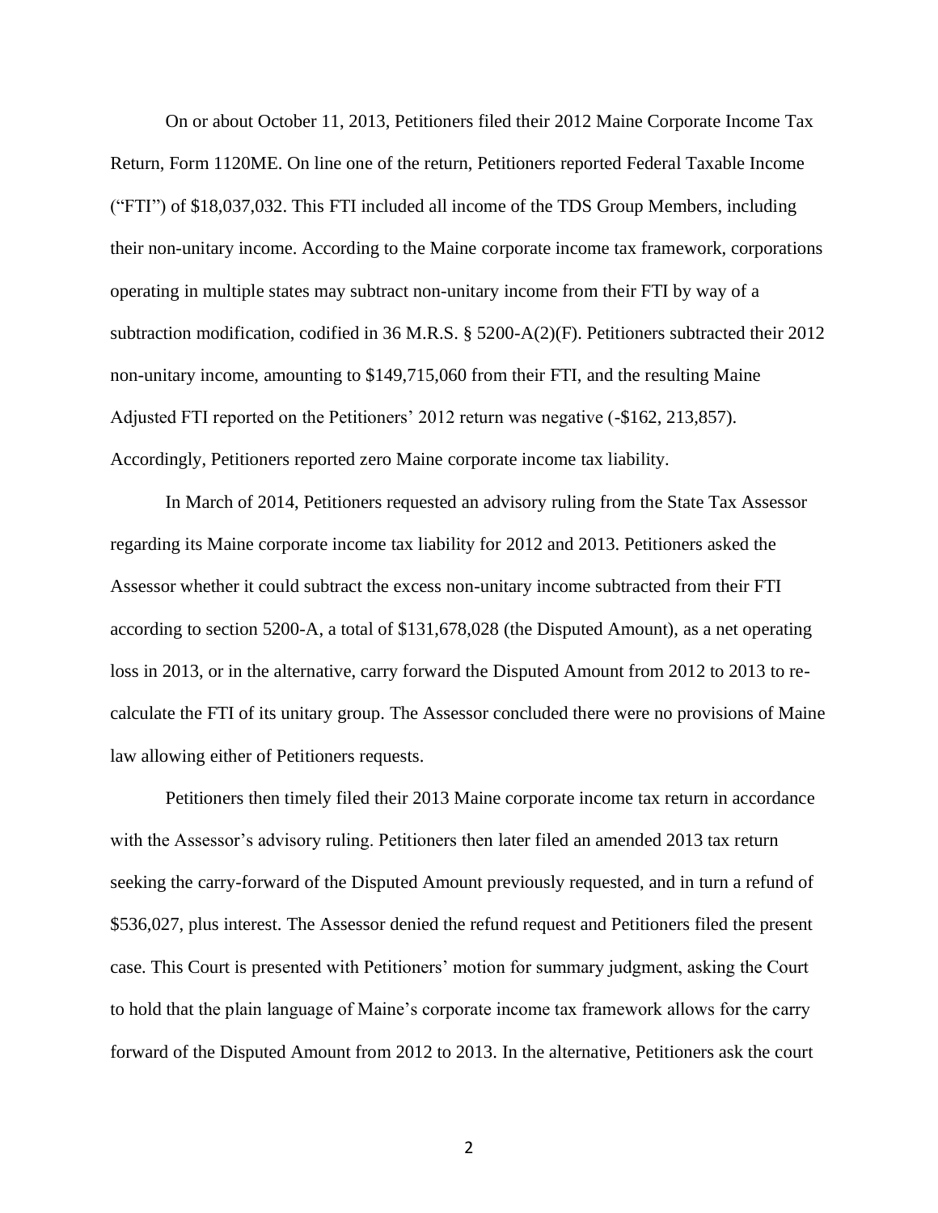On or about October 11, 2013, Petitioners filed their 2012 Maine Corporate Income Tax Return, Form 1120ME. On line one of the return, Petitioners reported Federal Taxable Income ("FTI") of $18,037,032. This FTI included all income of the TDS Group Members, including their non-unitary income. According to the Maine corporate income tax framework, corporations operating in multiple states may subtract non-unitary income from their FTI by way of a subtraction modification, codified in 36 M.R.S. § 5200-A(2)(F). Petitioners subtracted their 2012 non-unitary income, amounting to $149,715,060 from their FTI, and the resulting Maine Adjusted FTI reported on the Petitioners' 2012 return was negative (-$162, 213,857). Accordingly, Petitioners reported zero Maine corporate income tax liability.

In March of 2014, Petitioners requested an advisory ruling from the State Tax Assessor regarding its Maine corporate income tax liability for 2012 and 2013. Petitioners asked the Assessor whether it could subtract the excess non-unitary income subtracted from their FTI according to section 5200-A, a total of $131,678,028 (the Disputed Amount), as a net operating loss in 2013, or in the alternative, carry forward the Disputed Amount from 2012 to 2013 to re-calculate the FTI of its unitary group. The Assessor concluded there were no provisions of Maine law allowing either of Petitioners requests.

Petitioners then timely filed their 2013 Maine corporate income tax return in accordance with the Assessor's advisory ruling. Petitioners then later filed an amended 2013 tax return seeking the carry-forward of the Disputed Amount previously requested, and in turn a refund of $536,027, plus interest. The Assessor denied the refund request and Petitioners filed the present case. This Court is presented with Petitioners' motion for summary judgment, asking the Court to hold that the plain language of Maine's corporate income tax framework allows for the carry forward of the Disputed Amount from 2012 to 2013. In the alternative, Petitioners ask the court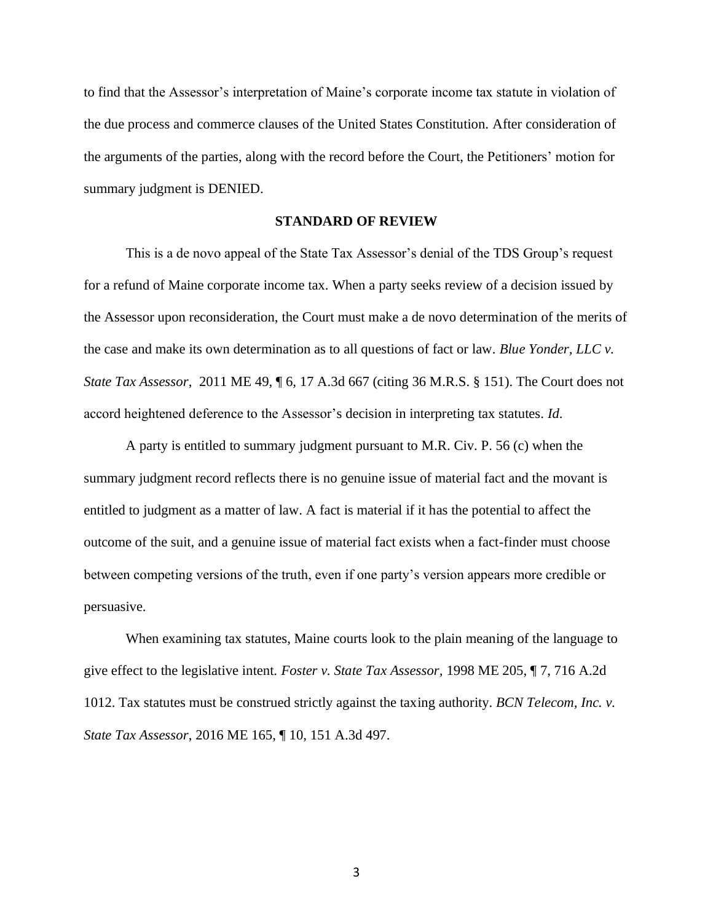to find that the Assessor's interpretation of Maine's corporate income tax statute in violation of the due process and commerce clauses of the United States Constitution. After consideration of the arguments of the parties, along with the record before the Court, the Petitioners' motion for summary judgment is DENIED.

**STANDARD OF REVIEW**

This is a de novo appeal of the State Tax Assessor's denial of the TDS Group's request for a refund of Maine corporate income tax. When a party seeks review of a decision issued by the Assessor upon reconsideration, the Court must make a de novo determination of the merits of the case and make its own determination as to all questions of fact or law. *Blue Yonder, LLC v. State Tax Assessor*, 2011 ME 49, ¶ 6, 17 A.3d 667 (citing 36 M.R.S. § 151). The Court does not accord heightened deference to the Assessor's decision in interpreting tax statutes. *Id.*

A party is entitled to summary judgment pursuant to M.R. Civ. P. 56 (c) when the summary judgment record reflects there is no genuine issue of material fact and the movant is entitled to judgment as a matter of law. A fact is material if it has the potential to affect the outcome of the suit, and a genuine issue of material fact exists when a fact-finder must choose between competing versions of the truth, even if one party's version appears more credible or persuasive.

When examining tax statutes, Maine courts look to the plain meaning of the language to give effect to the legislative intent. *Foster v. State Tax Assessor*, 1998 ME 205, ¶ 7, 716 A.2d 1012. Tax statutes must be construed strictly against the taxing authority. *BCN Telecom, Inc. v. State Tax Assessor*, 2016 ME 165, ¶ 10, 151 A.3d 497.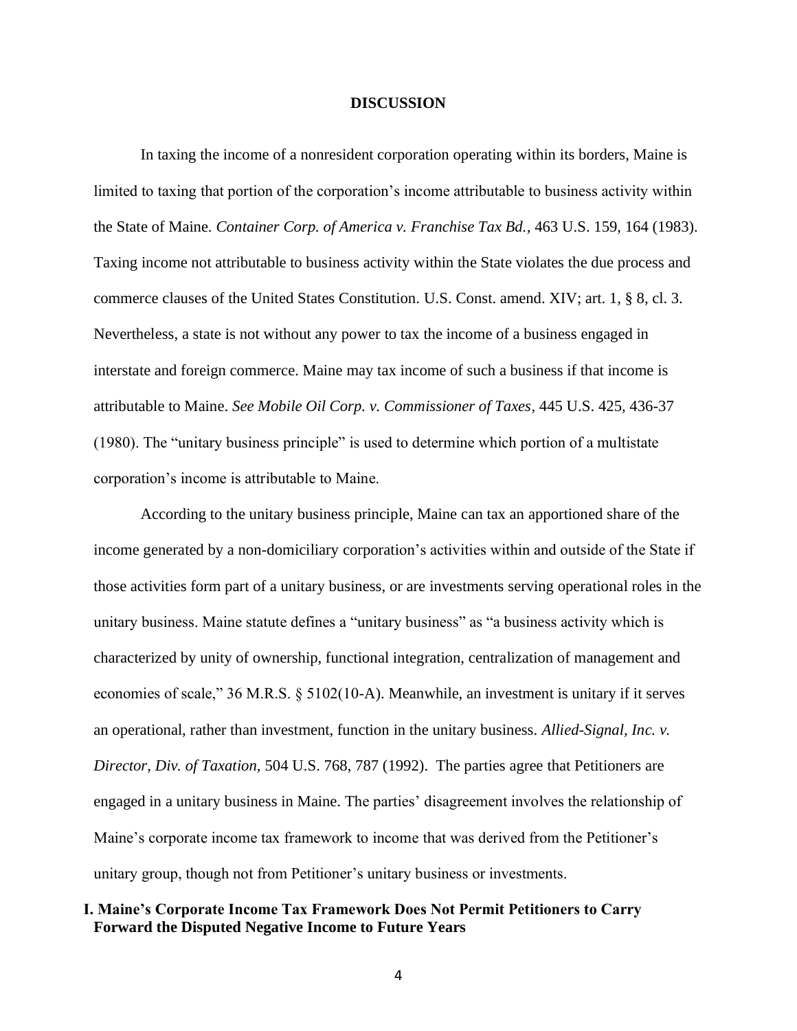## DISCUSSION

In taxing the income of a nonresident corporation operating within its borders, Maine is limited to taxing that portion of the corporation's income attributable to business activity within the State of Maine. *Container Corp. of America v. Franchise Tax Bd.*, 463 U.S. 159, 164 (1983). Taxing income not attributable to business activity within the State violates the due process and commerce clauses of the United States Constitution. U.S. Const. amend. XIV; art. 1, § 8, cl. 3. Nevertheless, a state is not without any power to tax the income of a business engaged in interstate and foreign commerce. Maine may tax income of such a business if that income is attributable to Maine. *See Mobile Oil Corp. v. Commissioner of Taxes*, 445 U.S. 425, 436-37 (1980). The "unitary business principle" is used to determine which portion of a multistate corporation's income is attributable to Maine.

According to the unitary business principle, Maine can tax an apportioned share of the income generated by a non-domiciliary corporation's activities within and outside of the State if those activities form part of a unitary business, or are investments serving operational roles in the unitary business. Maine statute defines a "unitary business" as "a business activity which is characterized by unity of ownership, functional integration, centralization of management and economies of scale," 36 M.R.S. § 5102(10-A). Meanwhile, an investment is unitary if it serves an operational, rather than investment, function in the unitary business. *Allied-Signal, Inc. v. Director, Div. of Taxation*, 504 U.S. 768, 787 (1992). The parties agree that Petitioners are engaged in a unitary business in Maine. The parties' disagreement involves the relationship of Maine's corporate income tax framework to income that was derived from the Petitioner's unitary group, though not from Petitioner's unitary business or investments.

### I. Maine's Corporate Income Tax Framework Does Not Permit Petitioners to Carry Forward the Disputed Negative Income to Future Years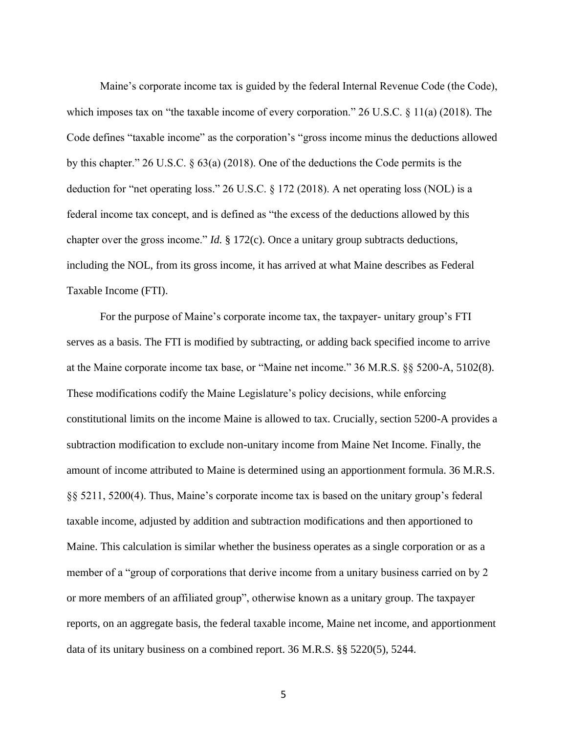Maine's corporate income tax is guided by the federal Internal Revenue Code (the Code), which imposes tax on "the taxable income of every corporation." 26 U.S.C. § 11(a) (2018). The Code defines "taxable income" as the corporation's "gross income minus the deductions allowed by this chapter." 26 U.S.C. § 63(a) (2018). One of the deductions the Code permits is the deduction for "net operating loss." 26 U.S.C. § 172 (2018). A net operating loss (NOL) is a federal income tax concept, and is defined as "the excess of the deductions allowed by this chapter over the gross income." *Id.* § 172(c). Once a unitary group subtracts deductions, including the NOL, from its gross income, it has arrived at what Maine describes as Federal Taxable Income (FTI).

For the purpose of Maine's corporate income tax, the taxpayer- unitary group's FTI serves as a basis. The FTI is modified by subtracting, or adding back specified income to arrive at the Maine corporate income tax base, or "Maine net income." 36 M.R.S. §§ 5200-A, 5102(8). These modifications codify the Maine Legislature's policy decisions, while enforcing constitutional limits on the income Maine is allowed to tax. Crucially, section 5200-A provides a subtraction modification to exclude non-unitary income from Maine Net Income. Finally, the amount of income attributed to Maine is determined using an apportionment formula. 36 M.R.S. §§ 5211, 5200(4). Thus, Maine's corporate income tax is based on the unitary group's federal taxable income, adjusted by addition and subtraction modifications and then apportioned to Maine. This calculation is similar whether the business operates as a single corporation or as a member of a "group of corporations that derive income from a unitary business carried on by 2 or more members of an affiliated group", otherwise known as a unitary group. The taxpayer reports, on an aggregate basis, the federal taxable income, Maine net income, and apportionment data of its unitary business on a combined report. 36 M.R.S. §§ 5220(5), 5244.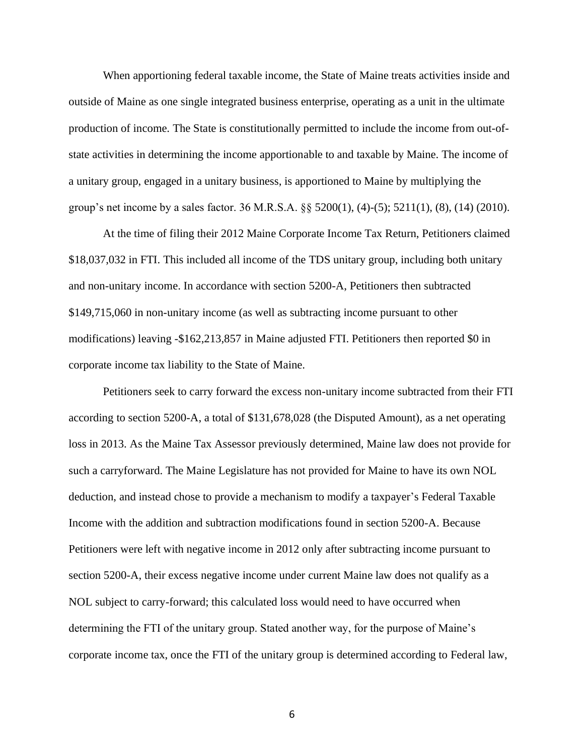When apportioning federal taxable income, the State of Maine treats activities inside and outside of Maine as one single integrated business enterprise, operating as a unit in the ultimate production of income. The State is constitutionally permitted to include the income from out-of-state activities in determining the income apportionable to and taxable by Maine. The income of a unitary group, engaged in a unitary business, is apportioned to Maine by multiplying the group's net income by a sales factor. 36 M.R.S.A. §§ 5200(1), (4)-(5); 5211(1), (8), (14) (2010).

At the time of filing their 2012 Maine Corporate Income Tax Return, Petitioners claimed $18,037,032 in FTI. This included all income of the TDS unitary group, including both unitary and non-unitary income. In accordance with section 5200-A, Petitioners then subtracted $149,715,060 in non-unitary income (as well as subtracting income pursuant to other modifications) leaving -$162,213,857 in Maine adjusted FTI. Petitioners then reported $0 in corporate income tax liability to the State of Maine.

Petitioners seek to carry forward the excess non-unitary income subtracted from their FTI according to section 5200-A, a total of $131,678,028 (the Disputed Amount), as a net operating loss in 2013. As the Maine Tax Assessor previously determined, Maine law does not provide for such a carryforward. The Maine Legislature has not provided for Maine to have its own NOL deduction, and instead chose to provide a mechanism to modify a taxpayer's Federal Taxable Income with the addition and subtraction modifications found in section 5200-A. Because Petitioners were left with negative income in 2012 only after subtracting income pursuant to section 5200-A, their excess negative income under current Maine law does not qualify as a NOL subject to carry-forward; this calculated loss would need to have occurred when determining the FTI of the unitary group. Stated another way, for the purpose of Maine's corporate income tax, once the FTI of the unitary group is determined according to Federal law,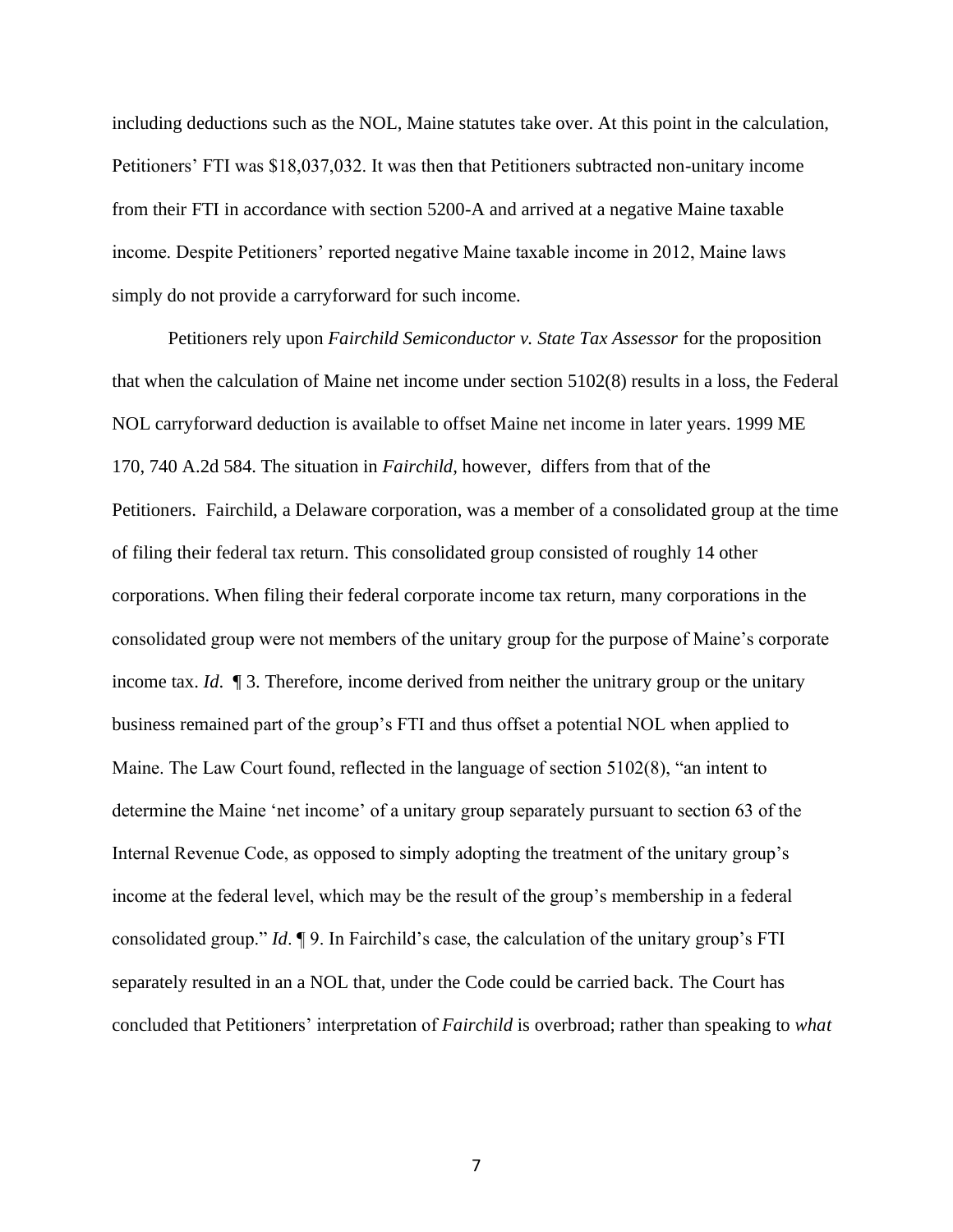including deductions such as the NOL, Maine statutes take over. At this point in the calculation, Petitioners' FTI was $18,037,032. It was then that Petitioners subtracted non-unitary income from their FTI in accordance with section 5200-A and arrived at a negative Maine taxable income. Despite Petitioners' reported negative Maine taxable income in 2012, Maine laws simply do not provide a carryforward for such income.

Petitioners rely upon *Fairchild Semiconductor v. State Tax Assessor* for the proposition that when the calculation of Maine net income under section 5102(8) results in a loss, the Federal NOL carryforward deduction is available to offset Maine net income in later years. 1999 ME 170, 740 A.2d 584. The situation in *Fairchild,* however, differs from that of the Petitioners. Fairchild, a Delaware corporation, was a member of a consolidated group at the time of filing their federal tax return. This consolidated group consisted of roughly 14 other corporations. When filing their federal corporate income tax return, many corporations in the consolidated group were not members of the unitary group for the purpose of Maine's corporate income tax. *Id.* ¶ 3. Therefore, income derived from neither the unitrary group or the unitary business remained part of the group's FTI and thus offset a potential NOL when applied to Maine. The Law Court found, reflected in the language of section 5102(8), "an intent to determine the Maine 'net income' of a unitary group separately pursuant to section 63 of the Internal Revenue Code, as opposed to simply adopting the treatment of the unitary group's income at the federal level, which may be the result of the group's membership in a federal consolidated group." *Id*. ¶ 9. In Fairchild's case, the calculation of the unitary group's FTI separately resulted in an a NOL that, under the Code could be carried back. The Court has concluded that Petitioners' interpretation of *Fairchild* is overbroad; rather than speaking to *what*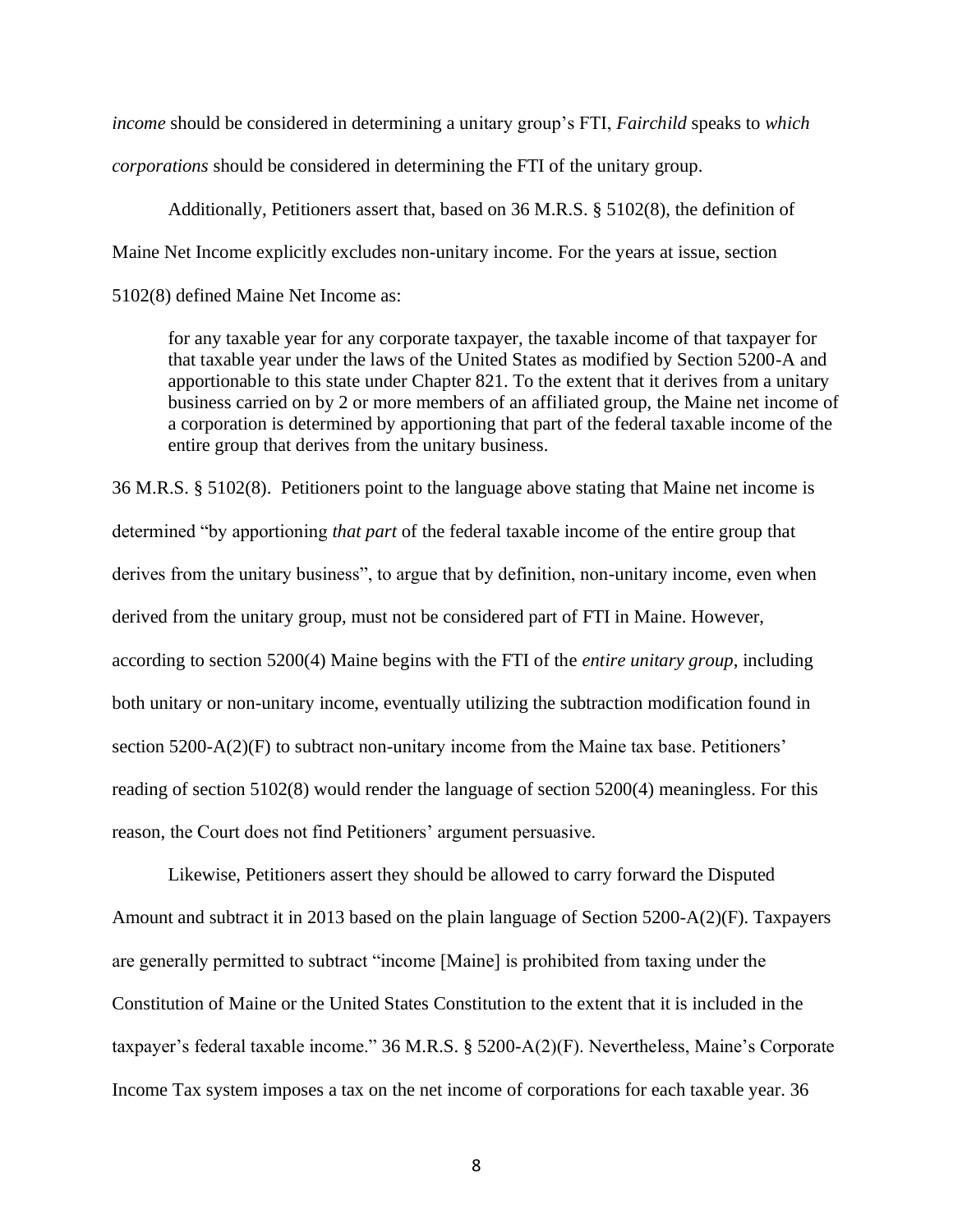*income* should be considered in determining a unitary group's FTI, *Fairchild* speaks to *which corporations* should be considered in determining the FTI of the unitary group.

Additionally, Petitioners assert that, based on 36 M.R.S. § 5102(8), the definition of Maine Net Income explicitly excludes non-unitary income. For the years at issue, section 5102(8) defined Maine Net Income as:

> for any taxable year for any corporate taxpayer, the taxable income of that taxpayer for that taxable year under the laws of the United States as modified by Section 5200-A and apportionable to this state under Chapter 821. To the extent that it derives from a unitary business carried on by 2 or more members of an affiliated group, the Maine net income of a corporation is determined by apportioning that part of the federal taxable income of the entire group that derives from the unitary business.

36 M.R.S. § 5102(8). Petitioners point to the language above stating that Maine net income is determined "by apportioning *that part* of the federal taxable income of the entire group that derives from the unitary business", to argue that by definition, non-unitary income, even when derived from the unitary group, must not be considered part of FTI in Maine. However, according to section 5200(4) Maine begins with the FTI of the *entire unitary group*, including both unitary or non-unitary income, eventually utilizing the subtraction modification found in section 5200-A(2)(F) to subtract non-unitary income from the Maine tax base. Petitioners' reading of section 5102(8) would render the language of section 5200(4) meaningless. For this reason, the Court does not find Petitioners' argument persuasive.

Likewise, Petitioners assert they should be allowed to carry forward the Disputed Amount and subtract it in 2013 based on the plain language of Section 5200-A(2)(F). Taxpayers are generally permitted to subtract "income [Maine] is prohibited from taxing under the Constitution of Maine or the United States Constitution to the extent that it is included in the taxpayer's federal taxable income." 36 M.R.S. § 5200-A(2)(F). Nevertheless, Maine's Corporate Income Tax system imposes a tax on the net income of corporations for each taxable year. 36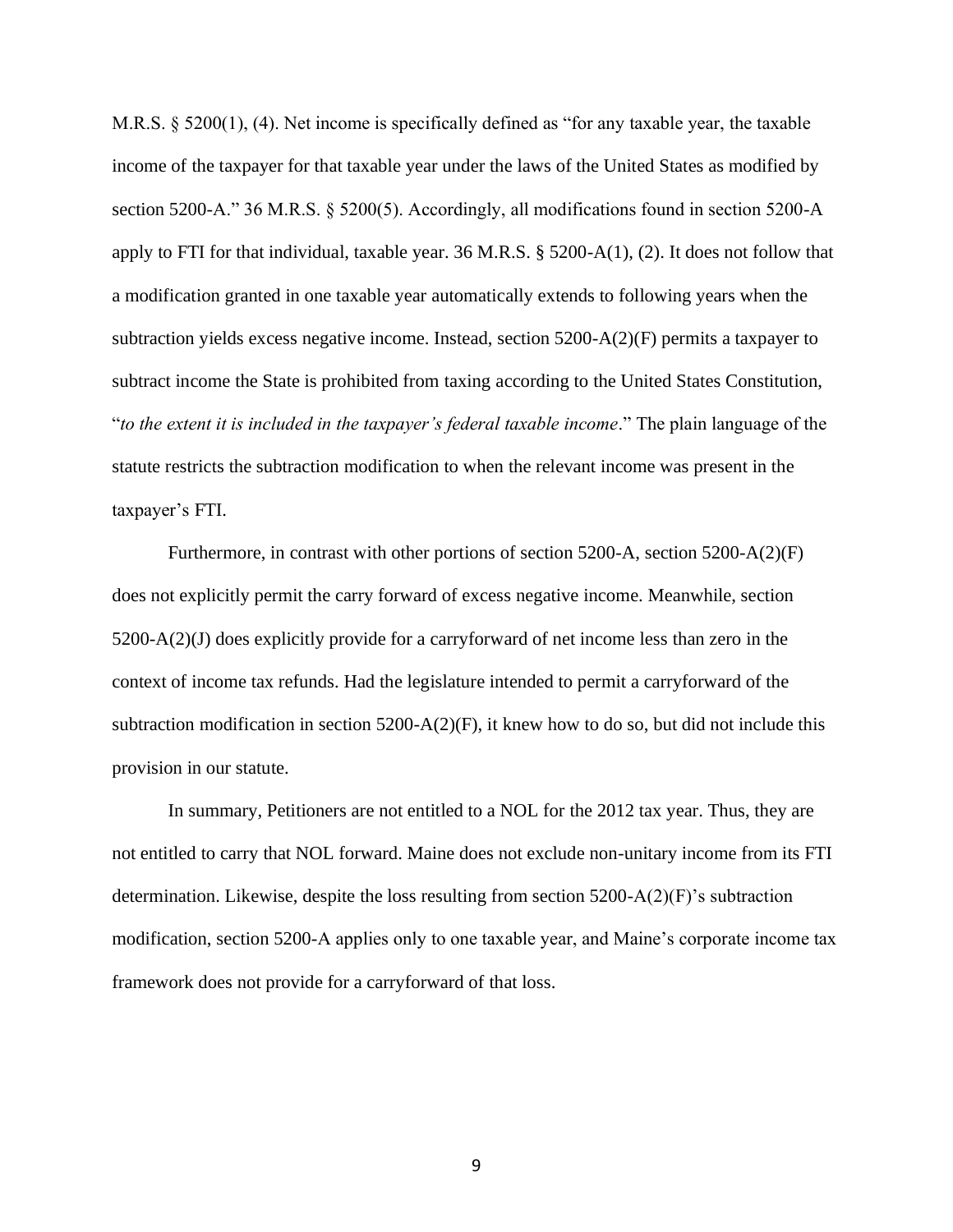M.R.S. § 5200(1), (4). Net income is specifically defined as "for any taxable year, the taxable income of the taxpayer for that taxable year under the laws of the United States as modified by section 5200-A." 36 M.R.S. § 5200(5). Accordingly, all modifications found in section 5200-A apply to FTI for that individual, taxable year. 36 M.R.S. § 5200-A(1), (2). It does not follow that a modification granted in one taxable year automatically extends to following years when the subtraction yields excess negative income. Instead, section 5200-A(2)(F) permits a taxpayer to subtract income the State is prohibited from taxing according to the United States Constitution, "*to the extent it is included in the taxpayer's federal taxable income*." The plain language of the statute restricts the subtraction modification to when the relevant income was present in the taxpayer's FTI.

Furthermore, in contrast with other portions of section 5200-A, section 5200-A(2)(F) does not explicitly permit the carry forward of excess negative income. Meanwhile, section 5200-A(2)(J) does explicitly provide for a carryforward of net income less than zero in the context of income tax refunds. Had the legislature intended to permit a carryforward of the subtraction modification in section 5200-A(2)(F), it knew how to do so, but did not include this provision in our statute.

In summary, Petitioners are not entitled to a NOL for the 2012 tax year. Thus, they are not entitled to carry that NOL forward. Maine does not exclude non-unitary income from its FTI determination. Likewise, despite the loss resulting from section 5200-A(2)(F)'s subtraction modification, section 5200-A applies only to one taxable year, and Maine's corporate income tax framework does not provide for a carryforward of that loss.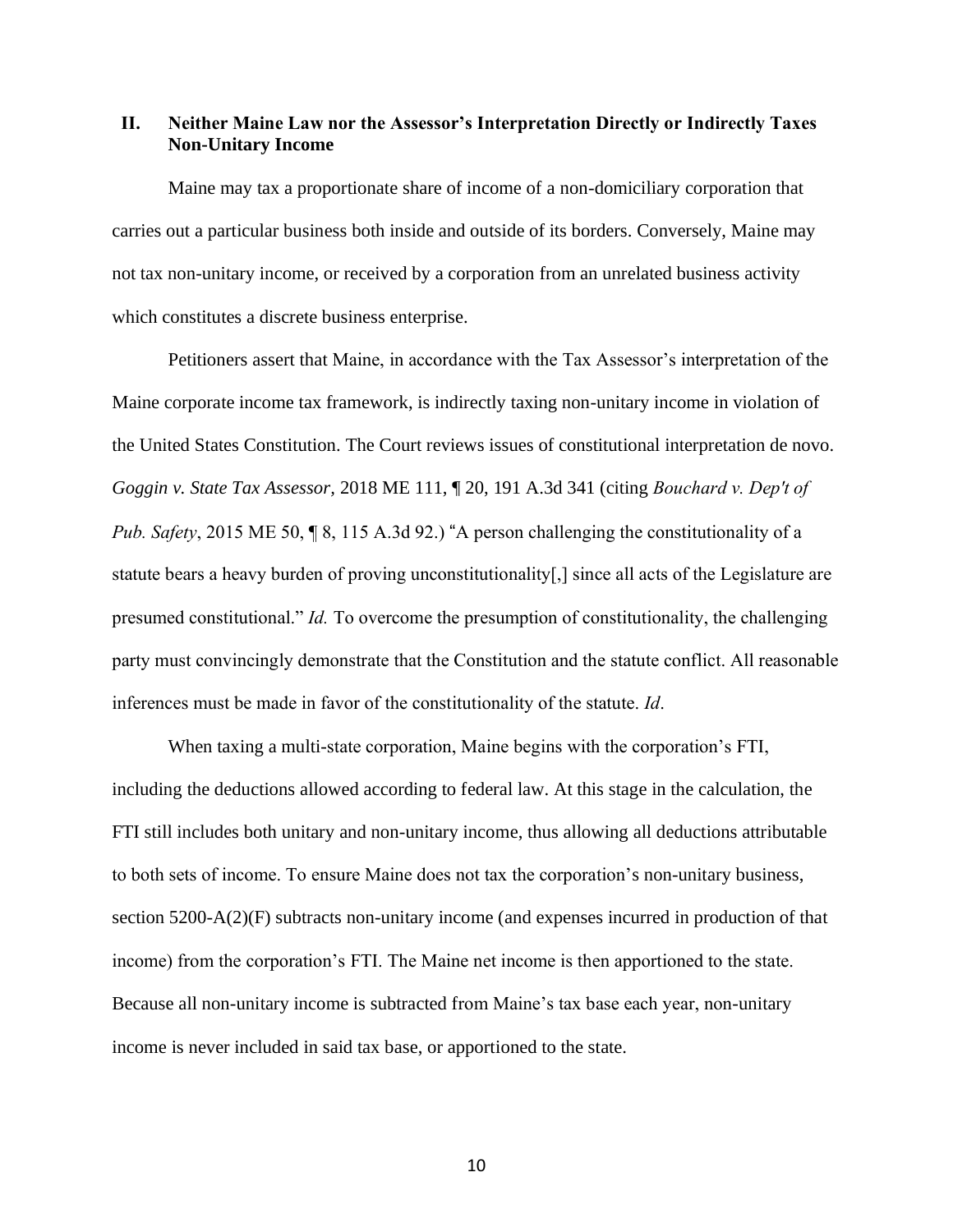## II. Neither Maine Law nor the Assessor's Interpretation Directly or Indirectly Taxes Non-Unitary Income

Maine may tax a proportionate share of income of a non-domiciliary corporation that carries out a particular business both inside and outside of its borders. Conversely, Maine may not tax non-unitary income, or received by a corporation from an unrelated business activity which constitutes a discrete business enterprise.

Petitioners assert that Maine, in accordance with the Tax Assessor's interpretation of the Maine corporate income tax framework, is indirectly taxing non-unitary income in violation of the United States Constitution. The Court reviews issues of constitutional interpretation de novo. *Goggin v. State Tax Assessor,* 2018 ME 111, ¶ 20, 191 A.3d 341 (citing *Bouchard v. Dep't of Pub. Safety*, 2015 ME 50, ¶ 8, 115 A.3d 92.) "A person challenging the constitutionality of a statute bears a heavy burden of proving unconstitutionality[,] since all acts of the Legislature are presumed constitutional." *Id.* To overcome the presumption of constitutionality, the challenging party must convincingly demonstrate that the Constitution and the statute conflict. All reasonable inferences must be made in favor of the constitutionality of the statute. *Id*.

When taxing a multi-state corporation, Maine begins with the corporation's FTI, including the deductions allowed according to federal law. At this stage in the calculation, the FTI still includes both unitary and non-unitary income, thus allowing all deductions attributable to both sets of income. To ensure Maine does not tax the corporation's non-unitary business, section 5200-A(2)(F) subtracts non-unitary income (and expenses incurred in production of that income) from the corporation's FTI. The Maine net income is then apportioned to the state. Because all non-unitary income is subtracted from Maine's tax base each year, non-unitary income is never included in said tax base, or apportioned to the state.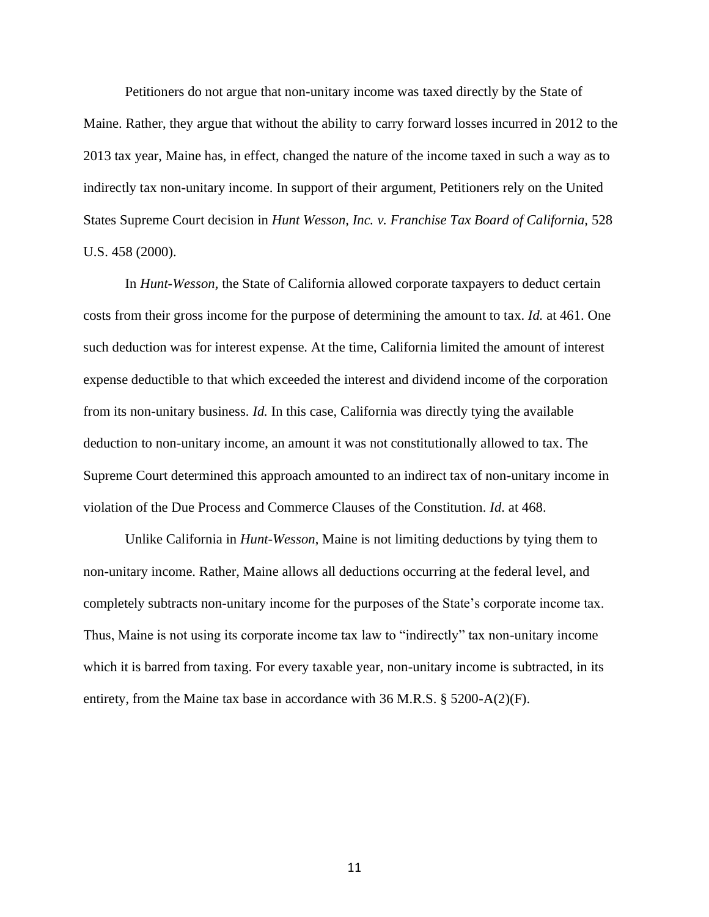Petitioners do not argue that non-unitary income was taxed directly by the State of Maine. Rather, they argue that without the ability to carry forward losses incurred in 2012 to the 2013 tax year, Maine has, in effect, changed the nature of the income taxed in such a way as to indirectly tax non-unitary income. In support of their argument, Petitioners rely on the United States Supreme Court decision in *Hunt Wesson, Inc. v. Franchise Tax Board of California,* 528 U.S. 458 (2000).

In *Hunt-Wesson,* the State of California allowed corporate taxpayers to deduct certain costs from their gross income for the purpose of determining the amount to tax. *Id.* at 461. One such deduction was for interest expense. At the time, California limited the amount of interest expense deductible to that which exceeded the interest and dividend income of the corporation from its non-unitary business. *Id.* In this case, California was directly tying the available deduction to non-unitary income, an amount it was not constitutionally allowed to tax. The Supreme Court determined this approach amounted to an indirect tax of non-unitary income in violation of the Due Process and Commerce Clauses of the Constitution. *Id.* at 468.

Unlike California in *Hunt-Wesson*, Maine is not limiting deductions by tying them to non-unitary income. Rather, Maine allows all deductions occurring at the federal level, and completely subtracts non-unitary income for the purposes of the State's corporate income tax. Thus, Maine is not using its corporate income tax law to "indirectly" tax non-unitary income which it is barred from taxing. For every taxable year, non-unitary income is subtracted, in its entirety, from the Maine tax base in accordance with 36 M.R.S. § 5200-A(2)(F).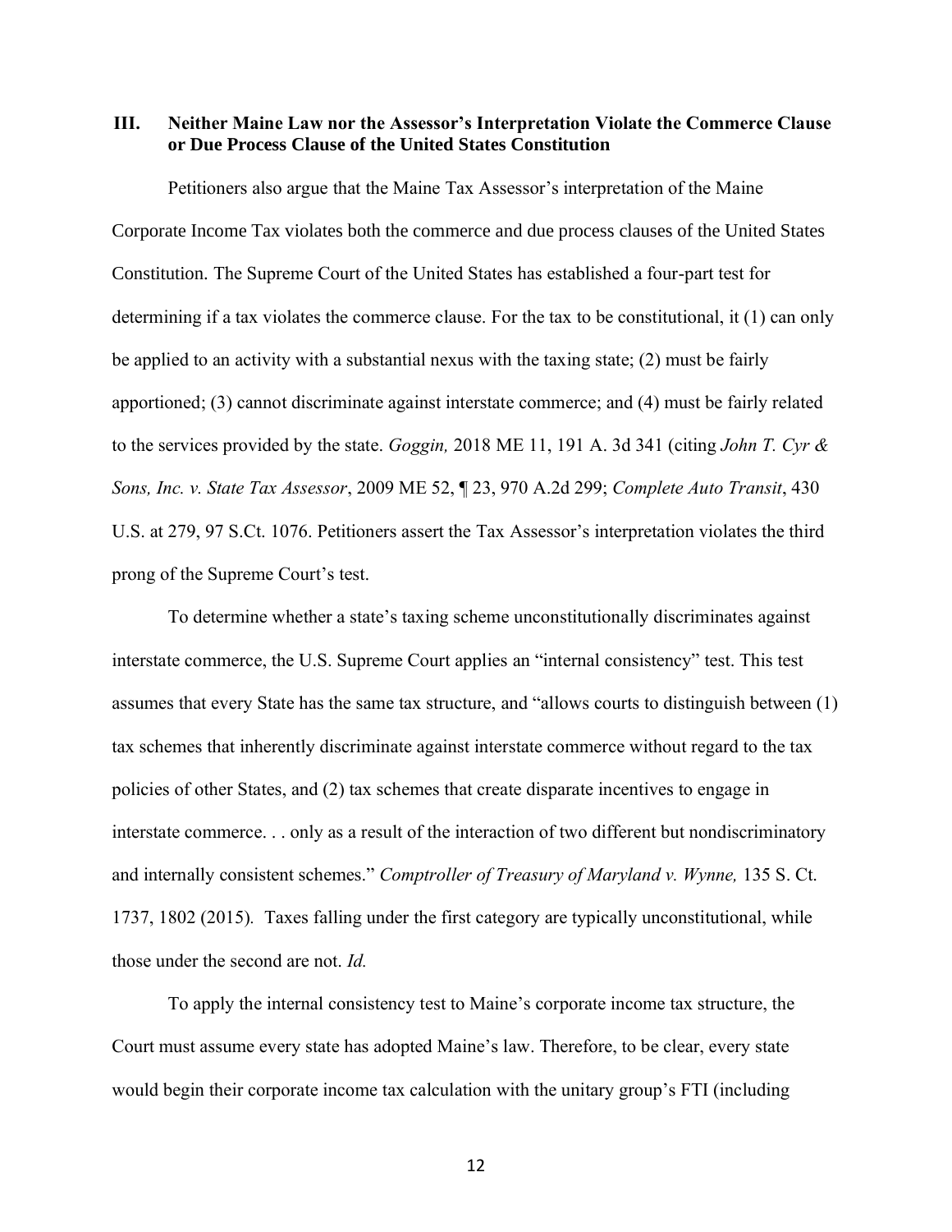## III. Neither Maine Law nor the Assessor's Interpretation Violate the Commerce Clause or Due Process Clause of the United States Constitution

Petitioners also argue that the Maine Tax Assessor's interpretation of the Maine Corporate Income Tax violates both the commerce and due process clauses of the United States Constitution. The Supreme Court of the United States has established a four-part test for determining if a tax violates the commerce clause. For the tax to be constitutional, it (1) can only be applied to an activity with a substantial nexus with the taxing state; (2) must be fairly apportioned; (3) cannot discriminate against interstate commerce; and (4) must be fairly related to the services provided by the state. *Goggin,* 2018 ME 11, 191 A. 3d 341 (citing *John T. Cyr & Sons, Inc. v. State Tax Assessor*, 2009 ME 52, ¶ 23, 970 A.2d 299; *Complete Auto Transit*, 430 U.S. at 279, 97 S.Ct. 1076. Petitioners assert the Tax Assessor's interpretation violates the third prong of the Supreme Court's test.

To determine whether a state's taxing scheme unconstitutionally discriminates against interstate commerce, the U.S. Supreme Court applies an "internal consistency" test. This test assumes that every State has the same tax structure, and "allows courts to distinguish between (1) tax schemes that inherently discriminate against interstate commerce without regard to the tax policies of other States, and (2) tax schemes that create disparate incentives to engage in interstate commerce. . . only as a result of the interaction of two different but nondiscriminatory and internally consistent schemes." *Comptroller of Treasury of Maryland v. Wynne,* 135 S. Ct. 1737, 1802 (2015). Taxes falling under the first category are typically unconstitutional, while those under the second are not. *Id.*

To apply the internal consistency test to Maine's corporate income tax structure, the Court must assume every state has adopted Maine's law. Therefore, to be clear, every state would begin their corporate income tax calculation with the unitary group's FTI (including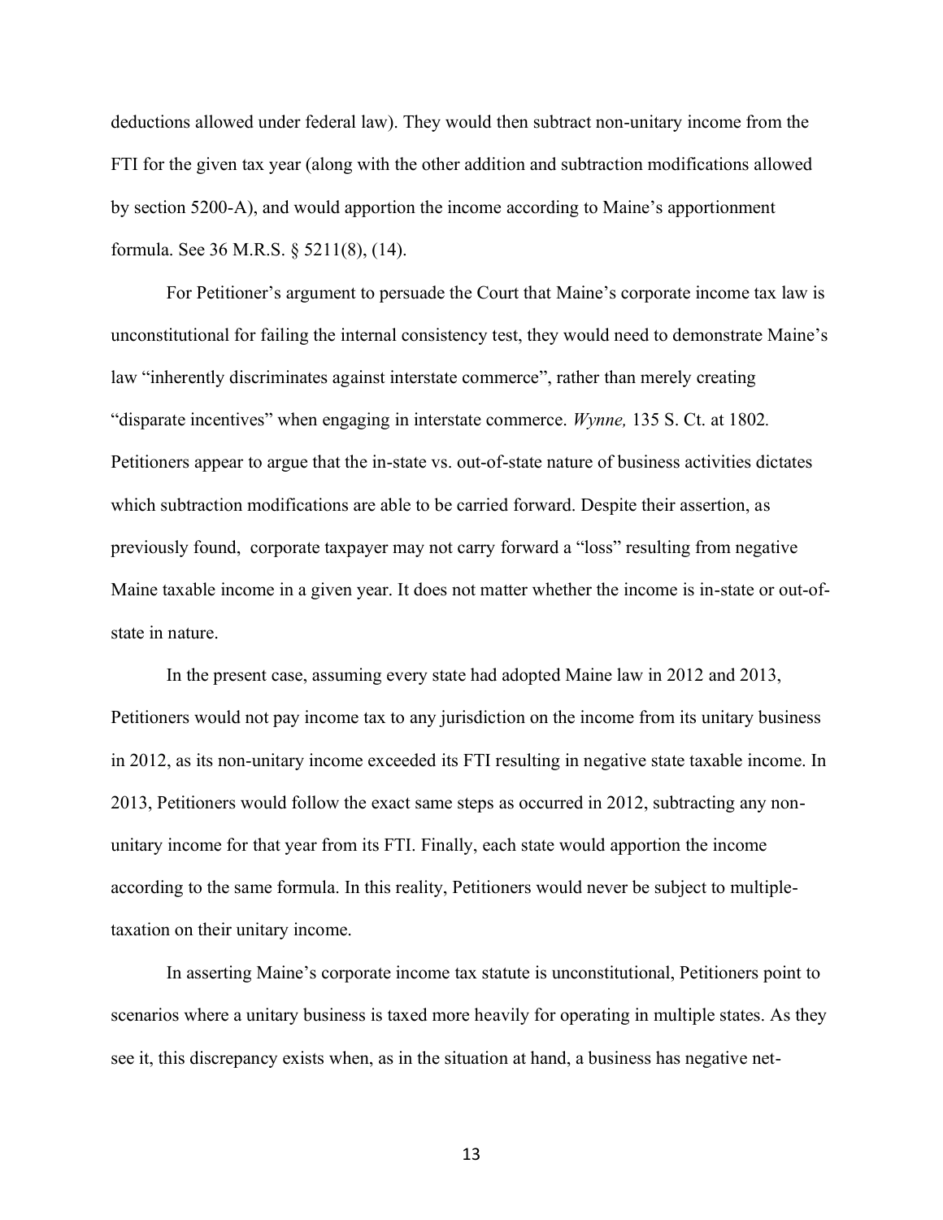deductions allowed under federal law). They would then subtract non-unitary income from the FTI for the given tax year (along with the other addition and subtraction modifications allowed by section 5200-A), and would apportion the income according to Maine's apportionment formula. See 36 M.R.S. § 5211(8), (14).

For Petitioner's argument to persuade the Court that Maine's corporate income tax law is unconstitutional for failing the internal consistency test, they would need to demonstrate Maine's law "inherently discriminates against interstate commerce", rather than merely creating "disparate incentives" when engaging in interstate commerce. *Wynne,* 135 S. Ct. at 1802. Petitioners appear to argue that the in-state vs. out-of-state nature of business activities dictates which subtraction modifications are able to be carried forward. Despite their assertion, as previously found, corporate taxpayer may not carry forward a "loss" resulting from negative Maine taxable income in a given year. It does not matter whether the income is in-state or out-of-state in nature.

In the present case, assuming every state had adopted Maine law in 2012 and 2013, Petitioners would not pay income tax to any jurisdiction on the income from its unitary business in 2012, as its non-unitary income exceeded its FTI resulting in negative state taxable income. In 2013, Petitioners would follow the exact same steps as occurred in 2012, subtracting any non-unitary income for that year from its FTI. Finally, each state would apportion the income according to the same formula. In this reality, Petitioners would never be subject to multiple-taxation on their unitary income.

In asserting Maine's corporate income tax statute is unconstitutional, Petitioners point to scenarios where a unitary business is taxed more heavily for operating in multiple states. As they see it, this discrepancy exists when, as in the situation at hand, a business has negative net-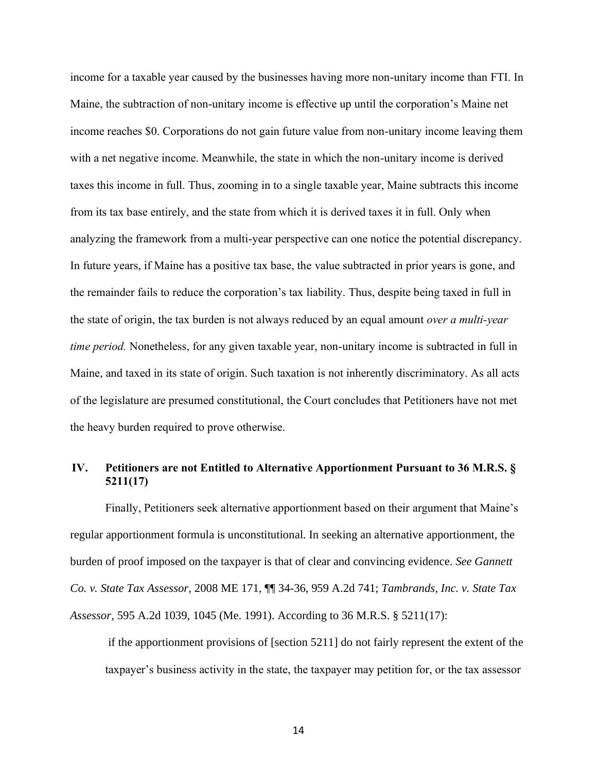income for a taxable year caused by the businesses having more non-unitary income than FTI. In Maine, the subtraction of non-unitary income is effective up until the corporation's Maine net income reaches $0. Corporations do not gain future value from non-unitary income leaving them with a net negative income. Meanwhile, the state in which the non-unitary income is derived taxes this income in full. Thus, zooming in to a single taxable year, Maine subtracts this income from its tax base entirely, and the state from which it is derived taxes it in full. Only when analyzing the framework from a multi-year perspective can one notice the potential discrepancy. In future years, if Maine has a positive tax base, the value subtracted in prior years is gone, and the remainder fails to reduce the corporation's tax liability. Thus, despite being taxed in full in the state of origin, the tax burden is not always reduced by an equal amount *over a multi-year time period.* Nonetheless, for any given taxable year, non-unitary income is subtracted in full in Maine, and taxed in its state of origin. Such taxation is not inherently discriminatory. As all acts of the legislature are presumed constitutional, the Court concludes that Petitioners have not met the heavy burden required to prove otherwise.

## IV. Petitioners are not Entitled to Alternative Apportionment Pursuant to 36 M.R.S. § 5211(17)

Finally, Petitioners seek alternative apportionment based on their argument that Maine's regular apportionment formula is unconstitutional. In seeking an alternative apportionment, the burden of proof imposed on the taxpayer is that of clear and convincing evidence. *See Gannett Co. v. State Tax Assessor,* 2008 ME 171, ¶¶ 34-36, 959 A.2d 741; *Tambrands, Inc. v. State Tax Assessor,* 595 A.2d 1039, 1045 (Me. 1991). According to 36 M.R.S. § 5211(17):

> if the apportionment provisions of [section 5211] do not fairly represent the extent of the taxpayer's business activity in the state, the taxpayer may petition for, or the tax assessor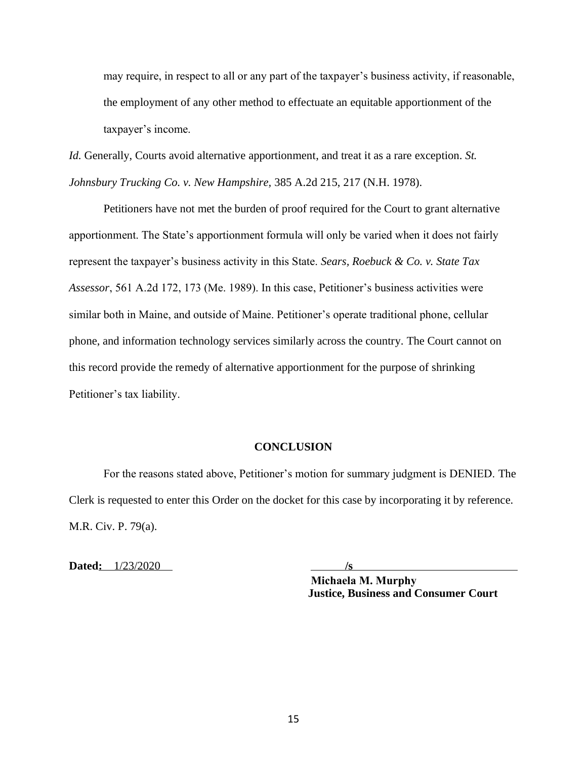may require, in respect to all or any part of the taxpayer's business activity, if reasonable, the employment of any other method to effectuate an equitable apportionment of the taxpayer's income.

*Id.* Generally, Courts avoid alternative apportionment, and treat it as a rare exception. *St. Johnsbury Trucking Co. v. New Hampshire*, 385 A.2d 215, 217 (N.H. 1978).

Petitioners have not met the burden of proof required for the Court to grant alternative apportionment. The State's apportionment formula will only be varied when it does not fairly represent the taxpayer's business activity in this State. *Sears, Roebuck & Co. v. State Tax Assessor*, 561 A.2d 172, 173 (Me. 1989). In this case, Petitioner's business activities were similar both in Maine, and outside of Maine. Petitioner's operate traditional phone, cellular phone, and information technology services similarly across the country. The Court cannot on this record provide the remedy of alternative apportionment for the purpose of shrinking Petitioner's tax liability.

## CONCLUSION

For the reasons stated above, Petitioner's motion for summary judgment is DENIED. The Clerk is requested to enter this Order on the docket for this case by incorporating it by reference. M.R. Civ. P. 79(a).

**Dated:** 1/23/2020

/s

**Michaela M. Murphy**
**Justice, Business and Consumer Court**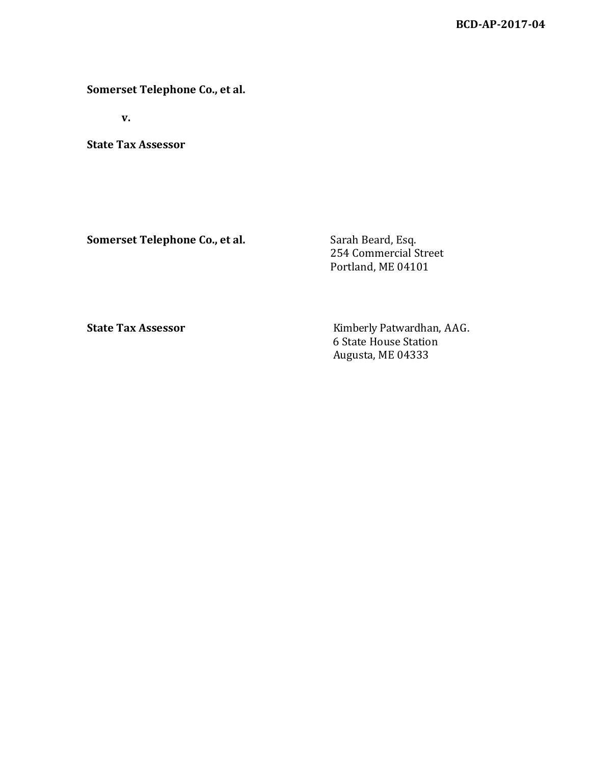**BCD-AP-2017-04**

**Somerset Telephone Co., et al.**

**v.**

**State Tax Assessor**

**Somerset Telephone Co., et al.**

Sarah Beard, Esq.
254 Commercial Street
Portland, ME 04101

**State Tax Assessor**

Kimberly Patwardhan, AAG.
6 State House Station
Augusta, ME 04333